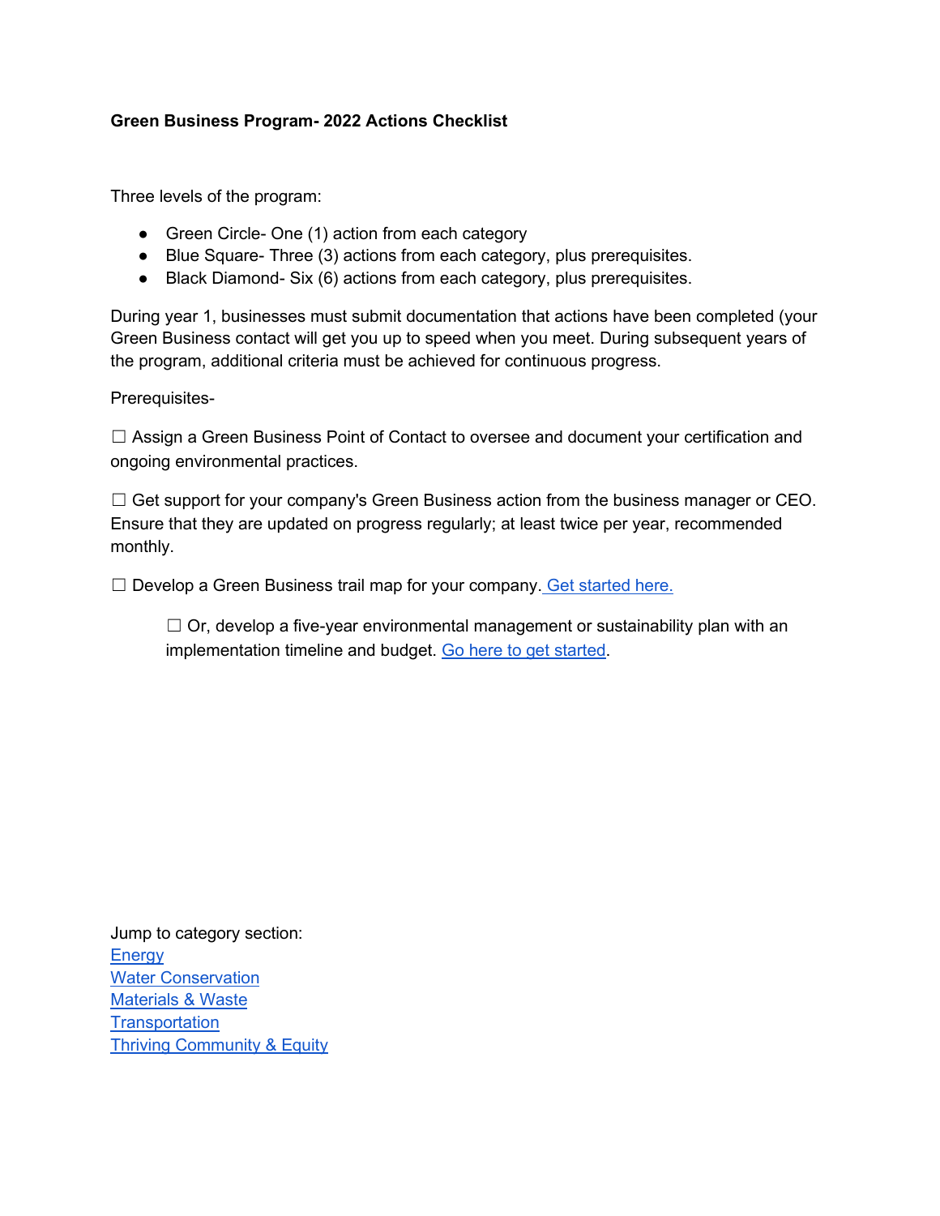**Green Business Program- 2022 Actions Checklist**

Three levels of the program:

- Green Circle- One (1) action from each category
- Blue Square- Three (3) actions from each category, plus prerequisites.
- Black Diamond- Six (6) actions from each category, plus prerequisites.

During year 1, businesses must submit documentation that actions have been completed (your Green Business contact will get you up to speed when you meet. During subsequent years of the program, additional criteria must be achieved for continuous progress.

Prerequisites-

☐ Assign a Green Business Point of Contact to oversee and document your certification and ongoing environmental practices.

☐ Get support for your company's Green Business action from the business manager or CEO. Ensure that they are updated on progress regularly; at least twice per year, recommended monthly.

☐ Develop a Green Business trail map for your company. Get started here.

> ☐ Or, develop a five-year environmental management or sustainability plan with an implementation timeline and budget. Go here to get started.

Jump to category section:
Energy
Water Conservation
Materials & Waste
Transportation
Thriving Community & Equity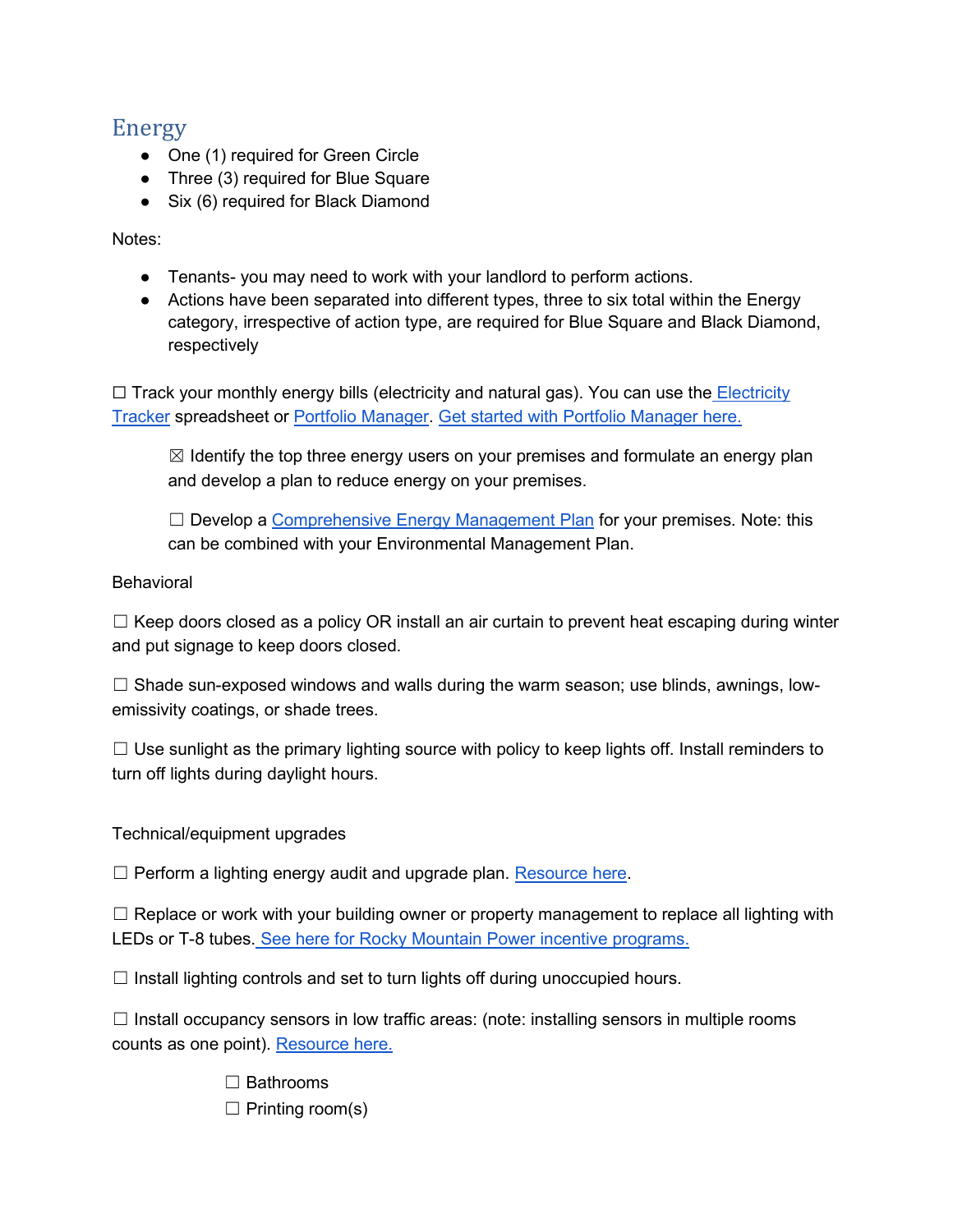## Energy

- One (1) required for Green Circle
- Three (3) required for Blue Square
- Six (6) required for Black Diamond

Notes:

- Tenants- you may need to work with your landlord to perform actions.
- Actions have been separated into different types, three to six total within the Energy category, irrespective of action type, are required for Blue Square and Black Diamond, respectively

☐ Track your monthly energy bills (electricity and natural gas). You can use the Electricity Tracker spreadsheet or Portfolio Manager. Get started with Portfolio Manager here.

> ☒ Identify the top three energy users on your premises and formulate an energy plan and develop a plan to reduce energy on your premises.
>
> ☐ Develop a Comprehensive Energy Management Plan for your premises. Note: this can be combined with your Environmental Management Plan.

Behavioral

☐ Keep doors closed as a policy OR install an air curtain to prevent heat escaping during winter and put signage to keep doors closed.

☐ Shade sun-exposed windows and walls during the warm season; use blinds, awnings, low-emissivity coatings, or shade trees.

☐ Use sunlight as the primary lighting source with policy to keep lights off. Install reminders to turn off lights during daylight hours.

Technical/equipment upgrades

☐ Perform a lighting energy audit and upgrade plan. Resource here.

☐ Replace or work with your building owner or property management to replace all lighting with LEDs or T-8 tubes. See here for Rocky Mountain Power incentive programs.

☐ Install lighting controls and set to turn lights off during unoccupied hours.

☐ Install occupancy sensors in low traffic areas: (note: installing sensors in multiple rooms counts as one point). Resource here.

> ☐ Bathrooms
> ☐ Printing room(s)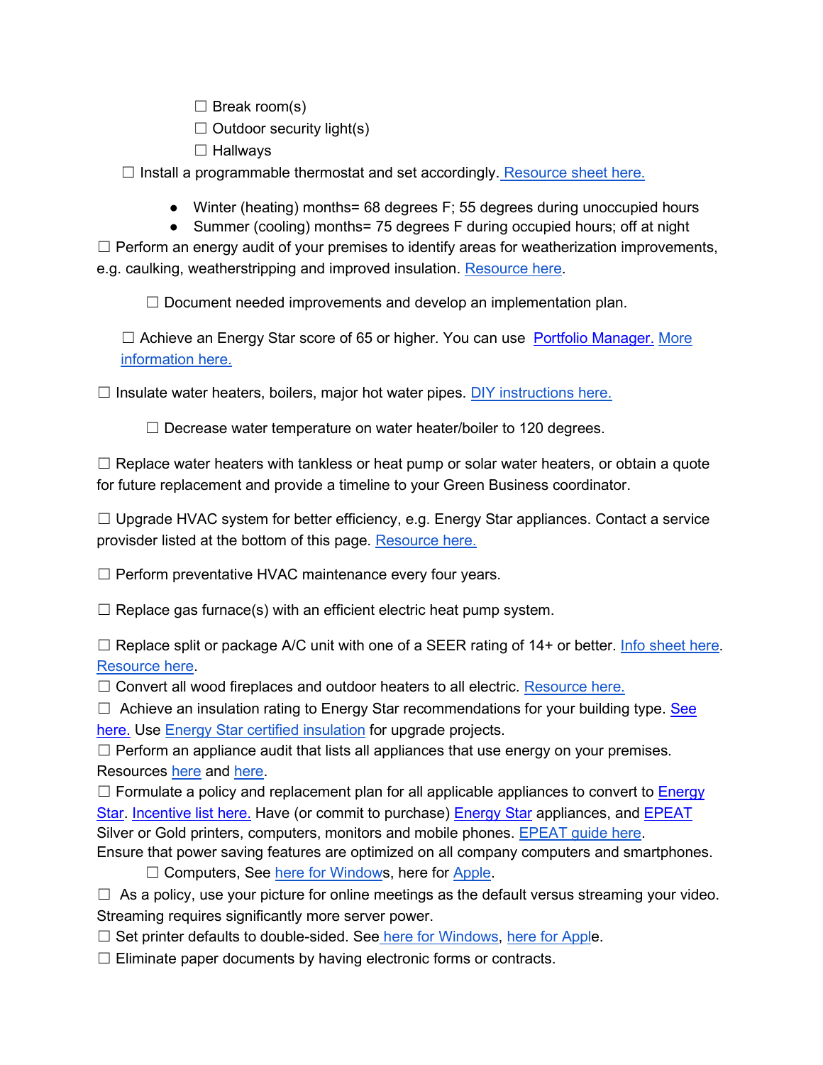☐ Break room(s)
☐ Outdoor security light(s)
☐ Hallways

☐ Install a programmable thermostat and set accordingly. Resource sheet here.

- Winter (heating) months= 68 degrees F; 55 degrees during unoccupied hours
- Summer (cooling) months= 75 degrees F during occupied hours; off at night

☐ Perform an energy audit of your premises to identify areas for weatherization improvements, e.g. caulking, weatherstripping and improved insulation. Resource here.

☐ Document needed improvements and develop an implementation plan.

☐ Achieve an Energy Star score of 65 or higher. You can use Portfolio Manager. More information here.

☐ Insulate water heaters, boilers, major hot water pipes. DIY instructions here.

☐ Decrease water temperature on water heater/boiler to 120 degrees.

☐ Replace water heaters with tankless or heat pump or solar water heaters, or obtain a quote for future replacement and provide a timeline to your Green Business coordinator.

☐ Upgrade HVAC system for better efficiency, e.g. Energy Star appliances. Contact a service providser listed at the bottom of this page. Resource here.

☐ Perform preventative HVAC maintenance every four years.

☐ Replace gas furnace(s) with an efficient electric heat pump system.

☐ Replace split or package A/C unit with one of a SEER rating of 14+ or better. Info sheet here. Resource here.

☐ Convert all wood fireplaces and outdoor heaters to all electric. Resource here.

☐ Achieve an insulation rating to Energy Star recommendations for your building type. See here. Use Energy Star certified insulation for upgrade projects.

☐ Perform an appliance audit that lists all appliances that use energy on your premises. Resources here and here.

☐ Formulate a policy and replacement plan for all applicable appliances to convert to Energy Star. Incentive list here. Have (or commit to purchase) Energy Star appliances, and EPEAT Silver or Gold printers, computers, monitors and mobile phones. EPEAT guide here.
Ensure that power saving features are optimized on all company computers and smartphones.

☐ Computers, See here for Windows, here for Apple.

☐ As a policy, use your picture for online meetings as the default versus streaming your video. Streaming requires significantly more server power.

☐ Set printer defaults to double-sided. See here for Windows, here for Apple.

☐ Eliminate paper documents by having electronic forms or contracts.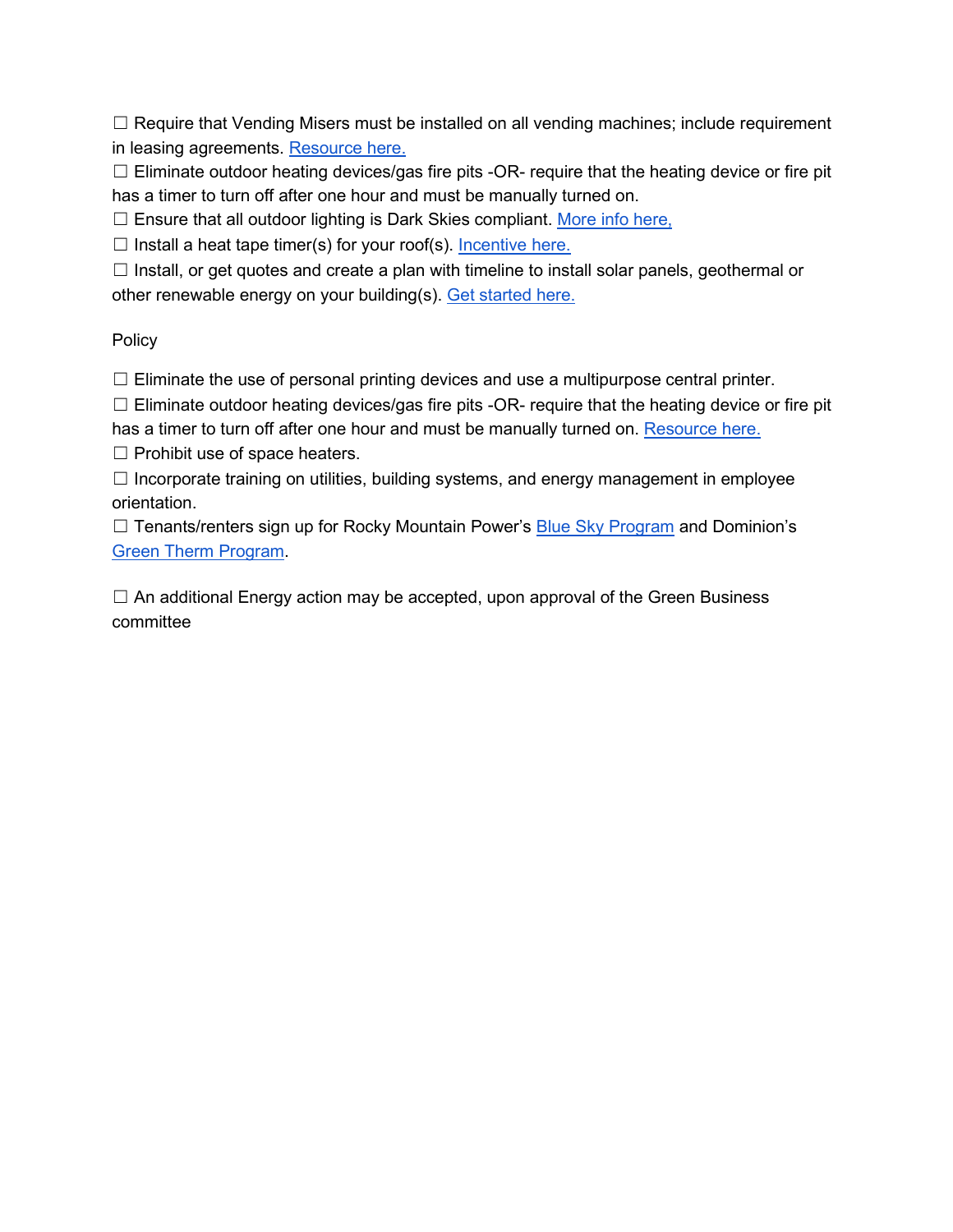☐ Require that Vending Misers must be installed on all vending machines; include requirement in leasing agreements. [Resource here.]

☐ Eliminate outdoor heating devices/gas fire pits -OR- require that the heating device or fire pit has a timer to turn off after one hour and must be manually turned on.

☐ Ensure that all outdoor lighting is Dark Skies compliant. [More info here,]

☐ Install a heat tape timer(s) for your roof(s). [Incentive here.]

☐ Install, or get quotes and create a plan with timeline to install solar panels, geothermal or other renewable energy on your building(s). [Get started here.]

Policy

☐ Eliminate the use of personal printing devices and use a multipurpose central printer.

☐ Eliminate outdoor heating devices/gas fire pits -OR- require that the heating device or fire pit has a timer to turn off after one hour and must be manually turned on. [Resource here.]

☐ Prohibit use of space heaters.

☐ Incorporate training on utilities, building systems, and energy management in employee orientation.

☐ Tenants/renters sign up for Rocky Mountain Power's [Blue Sky Program] and Dominion's [Green Therm Program].

☐ An additional Energy action may be accepted, upon approval of the Green Business committee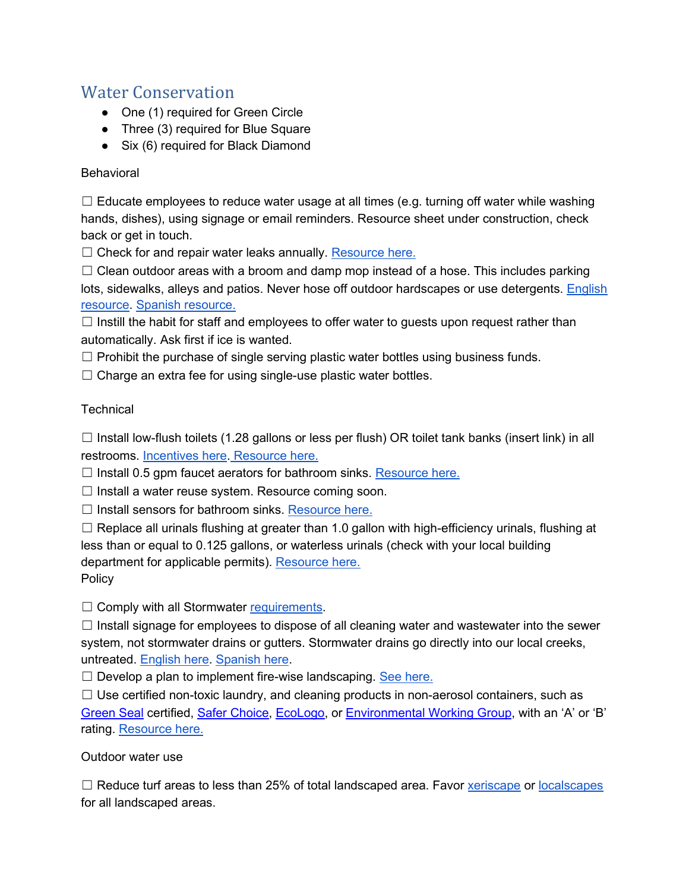## Water Conservation

- One (1) required for Green Circle
- Three (3) required for Blue Square
- Six (6) required for Black Diamond

Behavioral

☐ Educate employees to reduce water usage at all times (e.g. turning off water while washing hands, dishes), using signage or email reminders. Resource sheet under construction, check back or get in touch.
☐ Check for and repair water leaks annually. Resource here.
☐ Clean outdoor areas with a broom and damp mop instead of a hose. This includes parking lots, sidewalks, alleys and patios. Never hose off outdoor hardscapes or use detergents. English resource. Spanish resource.
☐ Instill the habit for staff and employees to offer water to guests upon request rather than automatically. Ask first if ice is wanted.
☐ Prohibit the purchase of single serving plastic water bottles using business funds.
☐ Charge an extra fee for using single-use plastic water bottles.

Technical

☐ Install low-flush toilets (1.28 gallons or less per flush) OR toilet tank banks (insert link) in all restrooms. Incentives here. Resource here.
☐ Install 0.5 gpm faucet aerators for bathroom sinks. Resource here.
☐ Install a water reuse system. Resource coming soon.
☐ Install sensors for bathroom sinks. Resource here.
☐ Replace all urinals flushing at greater than 1.0 gallon with high-efficiency urinals, flushing at less than or equal to 0.125 gallons, or waterless urinals (check with your local building department for applicable permits). Resource here.

Policy

☐ Comply with all Stormwater requirements.
☐ Install signage for employees to dispose of all cleaning water and wastewater into the sewer system, not stormwater drains or gutters. Stormwater drains go directly into our local creeks, untreated. English here. Spanish here.
☐ Develop a plan to implement fire-wise landscaping. See here.
☐ Use certified non-toxic laundry, and cleaning products in non-aerosol containers, such as Green Seal certified, Safer Choice, EcoLogo, or Environmental Working Group, with an 'A' or 'B' rating. Resource here.

Outdoor water use

☐ Reduce turf areas to less than 25% of total landscaped area. Favor xeriscape or localscapes for all landscaped areas.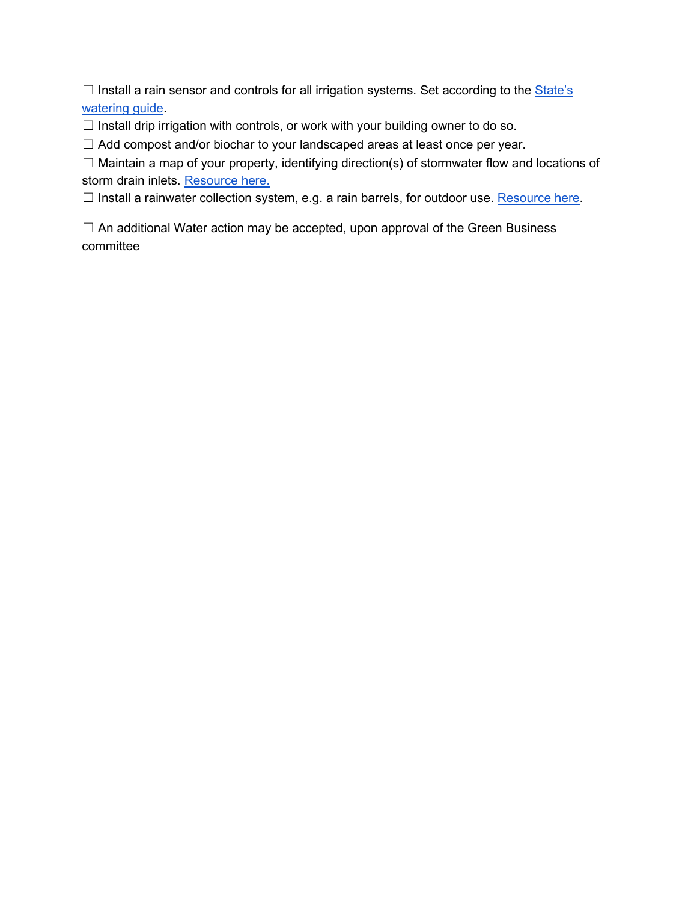☐ Install a rain sensor and controls for all irrigation systems. Set according to the State's watering guide.
☐ Install drip irrigation with controls, or work with your building owner to do so.
☐ Add compost and/or biochar to your landscaped areas at least once per year.
☐ Maintain a map of your property, identifying direction(s) of stormwater flow and locations of storm drain inlets. Resource here.
☐ Install a rainwater collection system, e.g. a rain barrels, for outdoor use. Resource here.

☐ An additional Water action may be accepted, upon approval of the Green Business committee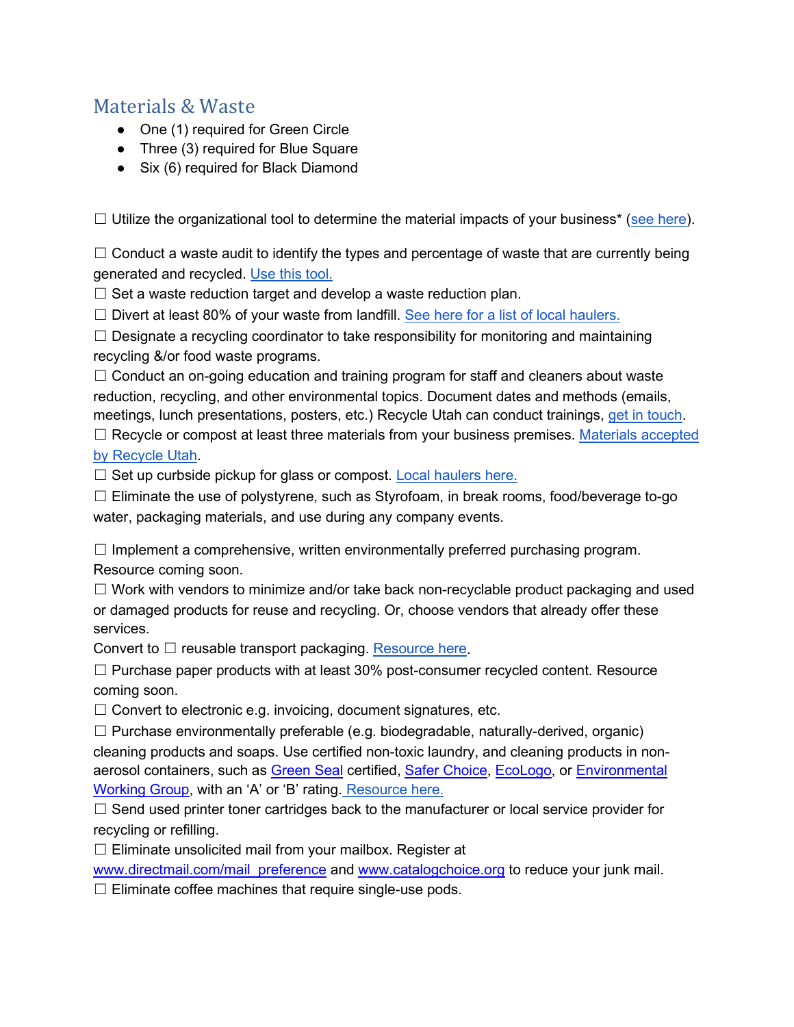## Materials & Waste

- One (1) required for Green Circle
- Three (3) required for Blue Square
- Six (6) required for Black Diamond

☐ Utilize the organizational tool to determine the material impacts of your business* (see here).

☐ Conduct a waste audit to identify the types and percentage of waste that are currently being generated and recycled. Use this tool.

☐ Set a waste reduction target and develop a waste reduction plan.

☐ Divert at least 80% of your waste from landfill. See here for a list of local haulers.

☐ Designate a recycling coordinator to take responsibility for monitoring and maintaining recycling &/or food waste programs.

☐ Conduct an on-going education and training program for staff and cleaners about waste reduction, recycling, and other environmental topics. Document dates and methods (emails, meetings, lunch presentations, posters, etc.) Recycle Utah can conduct trainings, get in touch.

☐ Recycle or compost at least three materials from your business premises. Materials accepted by Recycle Utah.

☐ Set up curbside pickup for glass or compost. Local haulers here.

☐ Eliminate the use of polystyrene, such as Styrofoam, in break rooms, food/beverage to-go water, packaging materials, and use during any company events.

☐ Implement a comprehensive, written environmentally preferred purchasing program. Resource coming soon.

☐ Work with vendors to minimize and/or take back non-recyclable product packaging and used or damaged products for reuse and recycling. Or, choose vendors that already offer these services.

Convert to ☐ reusable transport packaging. Resource here.

☐ Purchase paper products with at least 30% post-consumer recycled content. Resource coming soon.

☐ Convert to electronic e.g. invoicing, document signatures, etc.

☐ Purchase environmentally preferable (e.g. biodegradable, naturally-derived, organic) cleaning products and soaps. Use certified non-toxic laundry, and cleaning products in non-aerosol containers, such as Green Seal certified, Safer Choice, EcoLogo, or Environmental Working Group, with an 'A' or 'B' rating. Resource here.

☐ Send used printer toner cartridges back to the manufacturer or local service provider for recycling or refilling.

☐ Eliminate unsolicited mail from your mailbox. Register at www.directmail.com/mail_preference and www.catalogchoice.org to reduce your junk mail.

☐ Eliminate coffee machines that require single-use pods.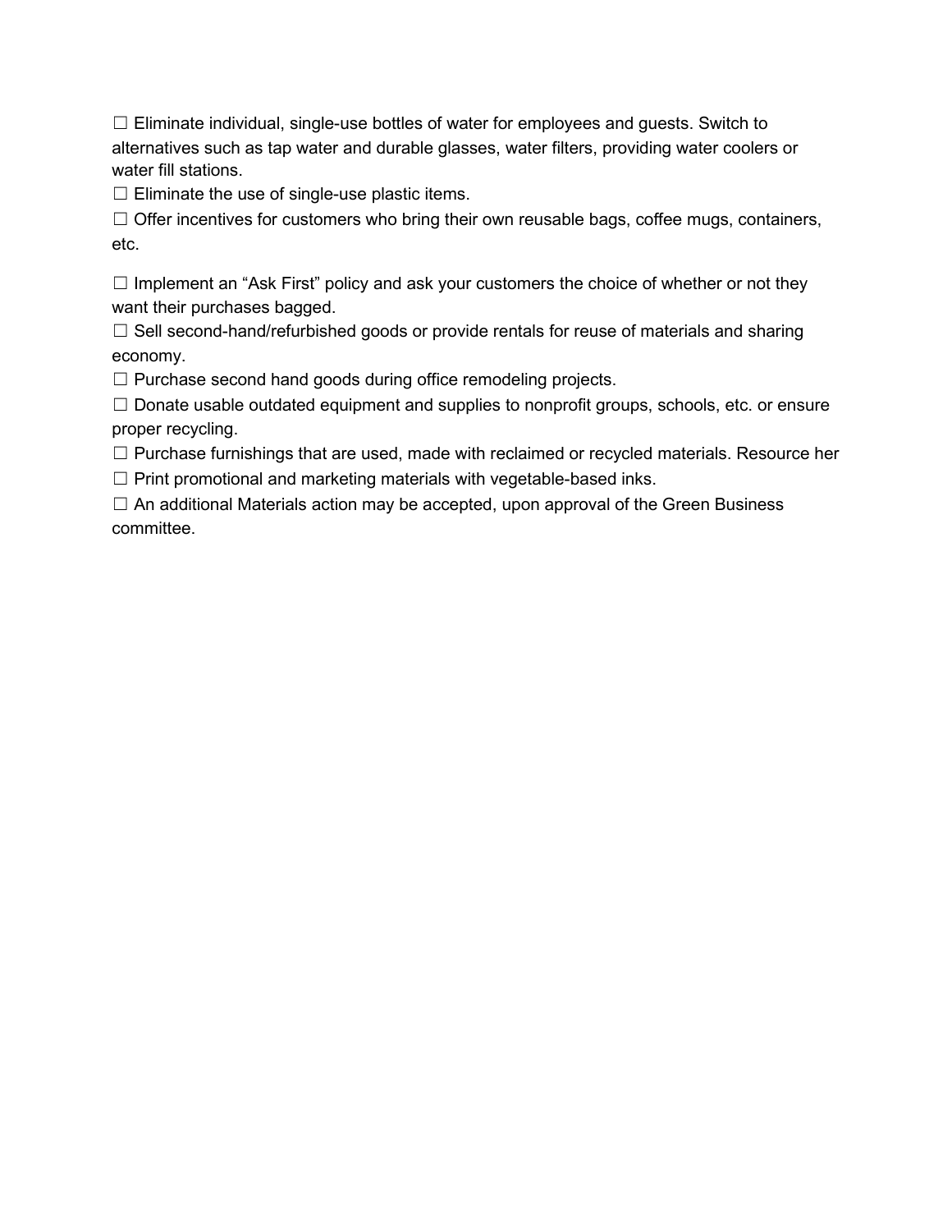☐ Eliminate individual, single-use bottles of water for employees and guests. Switch to alternatives such as tap water and durable glasses, water filters, providing water coolers or water fill stations.
☐ Eliminate the use of single-use plastic items.
☐ Offer incentives for customers who bring their own reusable bags, coffee mugs, containers, etc.

☐ Implement an "Ask First" policy and ask your customers the choice of whether or not they want their purchases bagged.
☐ Sell second-hand/refurbished goods or provide rentals for reuse of materials and sharing economy.
☐ Purchase second hand goods during office remodeling projects.
☐ Donate usable outdated equipment and supplies to nonprofit groups, schools, etc. or ensure proper recycling.
☐ Purchase furnishings that are used, made with reclaimed or recycled materials. Resource her
☐ Print promotional and marketing materials with vegetable-based inks.
☐ An additional Materials action may be accepted, upon approval of the Green Business committee.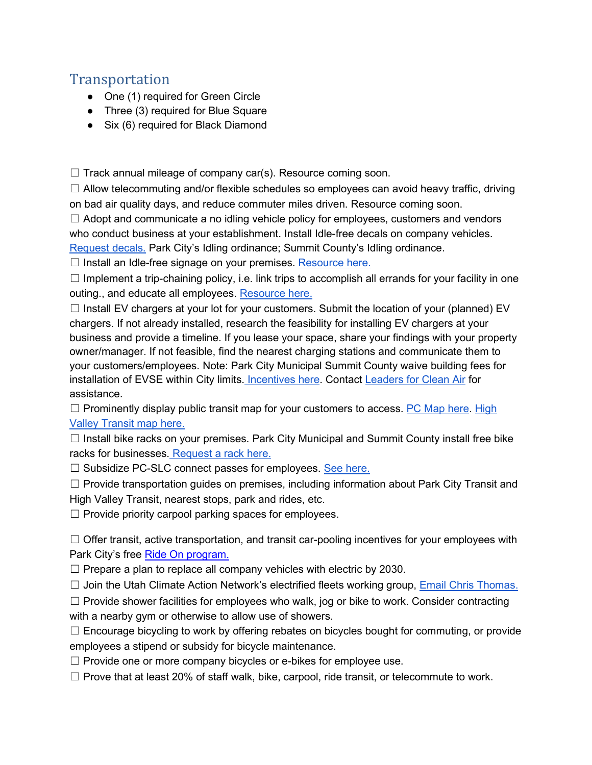## Transportation

- One (1) required for Green Circle
- Three (3) required for Blue Square
- Six (6) required for Black Diamond

☐ Track annual mileage of company car(s). Resource coming soon.

☐ Allow telecommuting and/or flexible schedules so employees can avoid heavy traffic, driving on bad air quality days, and reduce commuter miles driven. Resource coming soon.

☐ Adopt and communicate a no idling vehicle policy for employees, customers and vendors who conduct business at your establishment. Install Idle-free decals on company vehicles. Request decals. Park City's Idling ordinance; Summit County's Idling ordinance.

☐ Install an Idle-free signage on your premises. Resource here.

☐ Implement a trip-chaining policy, i.e. link trips to accomplish all errands for your facility in one outing., and educate all employees. Resource here.

☐ Install EV chargers at your lot for your customers. Submit the location of your (planned) EV chargers. If not already installed, research the feasibility for installing EV chargers at your business and provide a timeline. If you lease your space, share your findings with your property owner/manager. If not feasible, find the nearest charging stations and communicate them to your customers/employees. Note: Park City Municipal Summit County waive building fees for installation of EVSE within City limits. Incentives here. Contact Leaders for Clean Air for assistance.

☐ Prominently display public transit map for your customers to access. PC Map here. High Valley Transit map here.

☐ Install bike racks on your premises. Park City Municipal and Summit County install free bike racks for businesses. Request a rack here.

☐ Subsidize PC-SLC connect passes for employees. See here.

☐ Provide transportation guides on premises, including information about Park City Transit and High Valley Transit, nearest stops, park and rides, etc.

☐ Provide priority carpool parking spaces for employees.

☐ Offer transit, active transportation, and transit car-pooling incentives for your employees with Park City's free Ride On program.

☐ Prepare a plan to replace all company vehicles with electric by 2030.

☐ Join the Utah Climate Action Network's electrified fleets working group, Email Chris Thomas.

☐ Provide shower facilities for employees who walk, jog or bike to work. Consider contracting with a nearby gym or otherwise to allow use of showers.

☐ Encourage bicycling to work by offering rebates on bicycles bought for commuting, or provide employees a stipend or subsidy for bicycle maintenance.

☐ Provide one or more company bicycles or e-bikes for employee use.

☐ Prove that at least 20% of staff walk, bike, carpool, ride transit, or telecommute to work.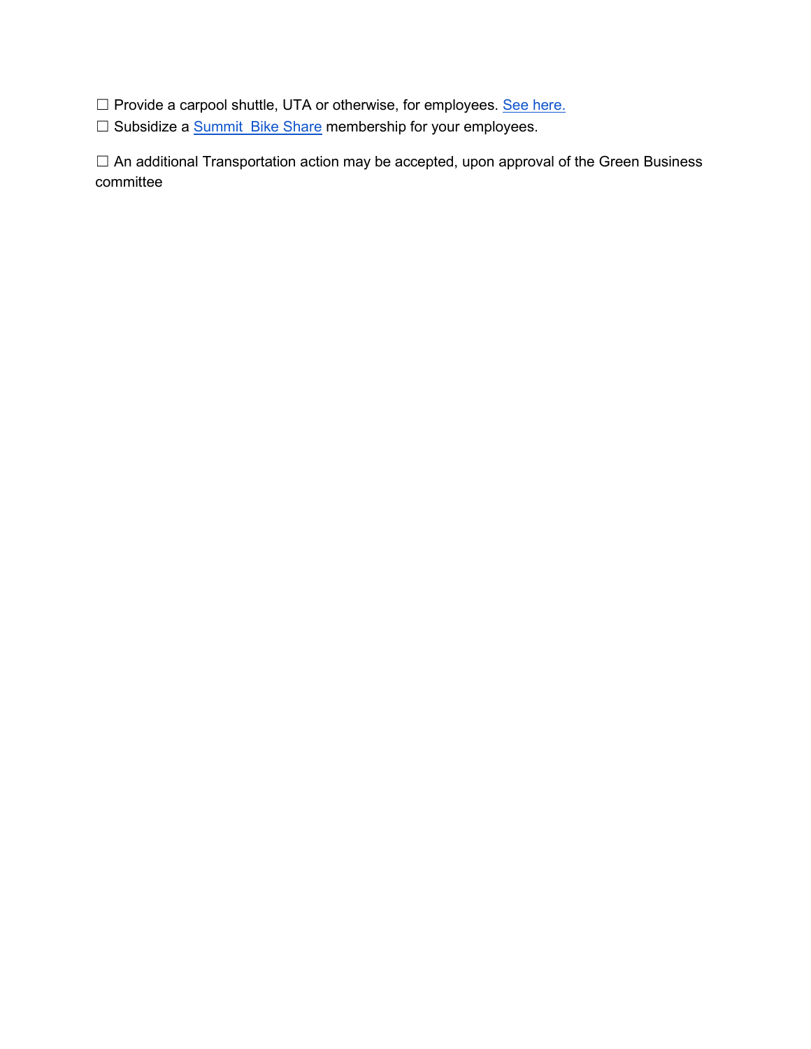☐ Provide a carpool shuttle, UTA or otherwise, for employees. [See here.]
☐ Subsidize a [Summit  Bike Share] membership for your employees.

☐ An additional Transportation action may be accepted, upon approval of the Green Business committee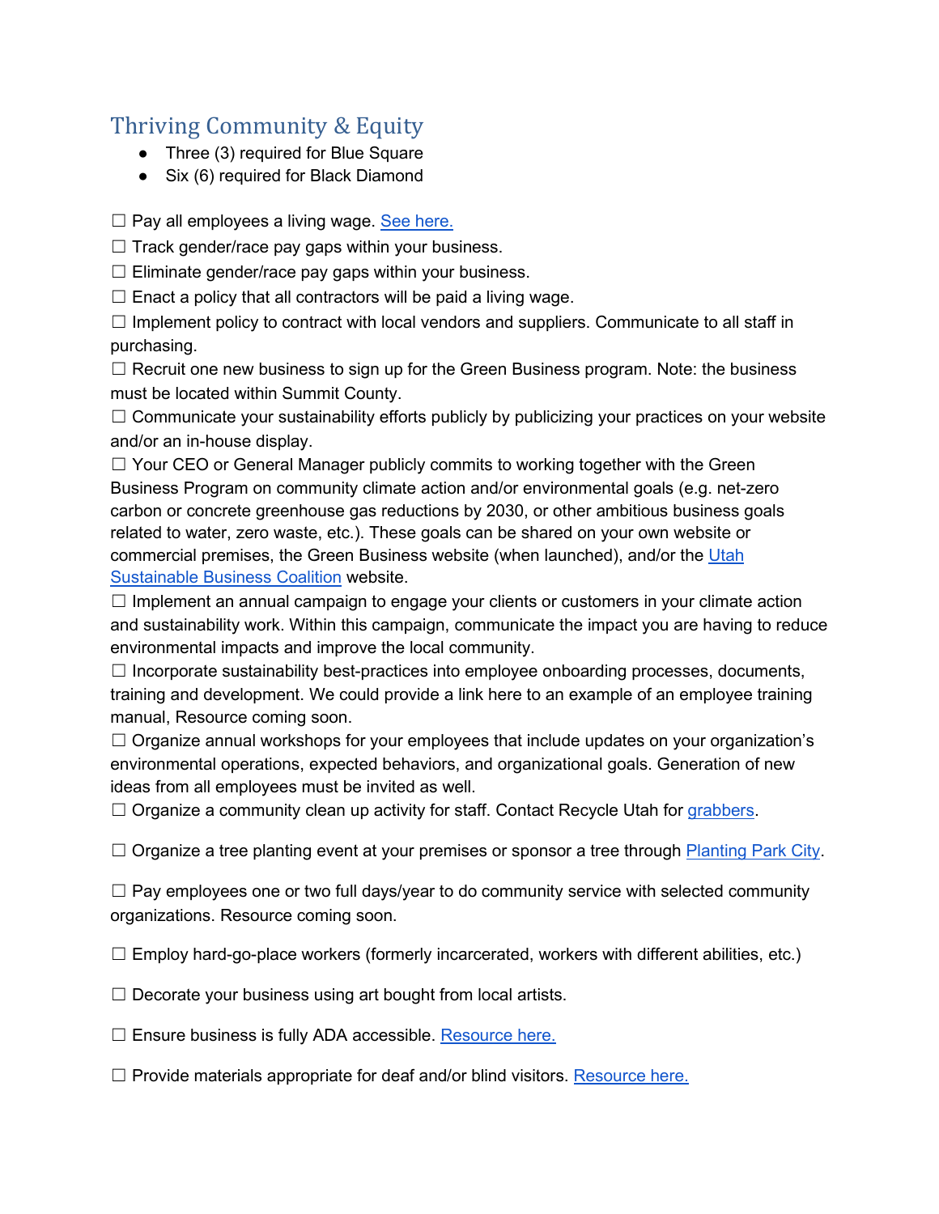## Thriving Community & Equity

- Three (3) required for Blue Square
- Six (6) required for Black Diamond

☐ Pay all employees a living wage. See here.

☐ Track gender/race pay gaps within your business.

☐ Eliminate gender/race pay gaps within your business.

☐ Enact a policy that all contractors will be paid a living wage.

☐ Implement policy to contract with local vendors and suppliers. Communicate to all staff in purchasing.

☐ Recruit one new business to sign up for the Green Business program. Note: the business must be located within Summit County.

☐ Communicate your sustainability efforts publicly by publicizing your practices on your website and/or an in-house display.

☐ Your CEO or General Manager publicly commits to working together with the Green Business Program on community climate action and/or environmental goals (e.g. net-zero carbon or concrete greenhouse gas reductions by 2030, or other ambitious business goals related to water, zero waste, etc.). These goals can be shared on your own website or commercial premises, the Green Business website (when launched), and/or the Utah Sustainable Business Coalition website.

☐ Implement an annual campaign to engage your clients or customers in your climate action and sustainability work. Within this campaign, communicate the impact you are having to reduce environmental impacts and improve the local community.

☐ Incorporate sustainability best-practices into employee onboarding processes, documents, training and development. We could provide a link here to an example of an employee training manual, Resource coming soon.

☐ Organize annual workshops for your employees that include updates on your organization's environmental operations, expected behaviors, and organizational goals. Generation of new ideas from all employees must be invited as well.

☐ Organize a community clean up activity for staff. Contact Recycle Utah for grabbers.

☐ Organize a tree planting event at your premises or sponsor a tree through Planting Park City.

☐ Pay employees one or two full days/year to do community service with selected community organizations. Resource coming soon.

☐ Employ hard-go-place workers (formerly incarcerated, workers with different abilities, etc.)

☐ Decorate your business using art bought from local artists.

☐ Ensure business is fully ADA accessible. Resource here.

☐ Provide materials appropriate for deaf and/or blind visitors. Resource here.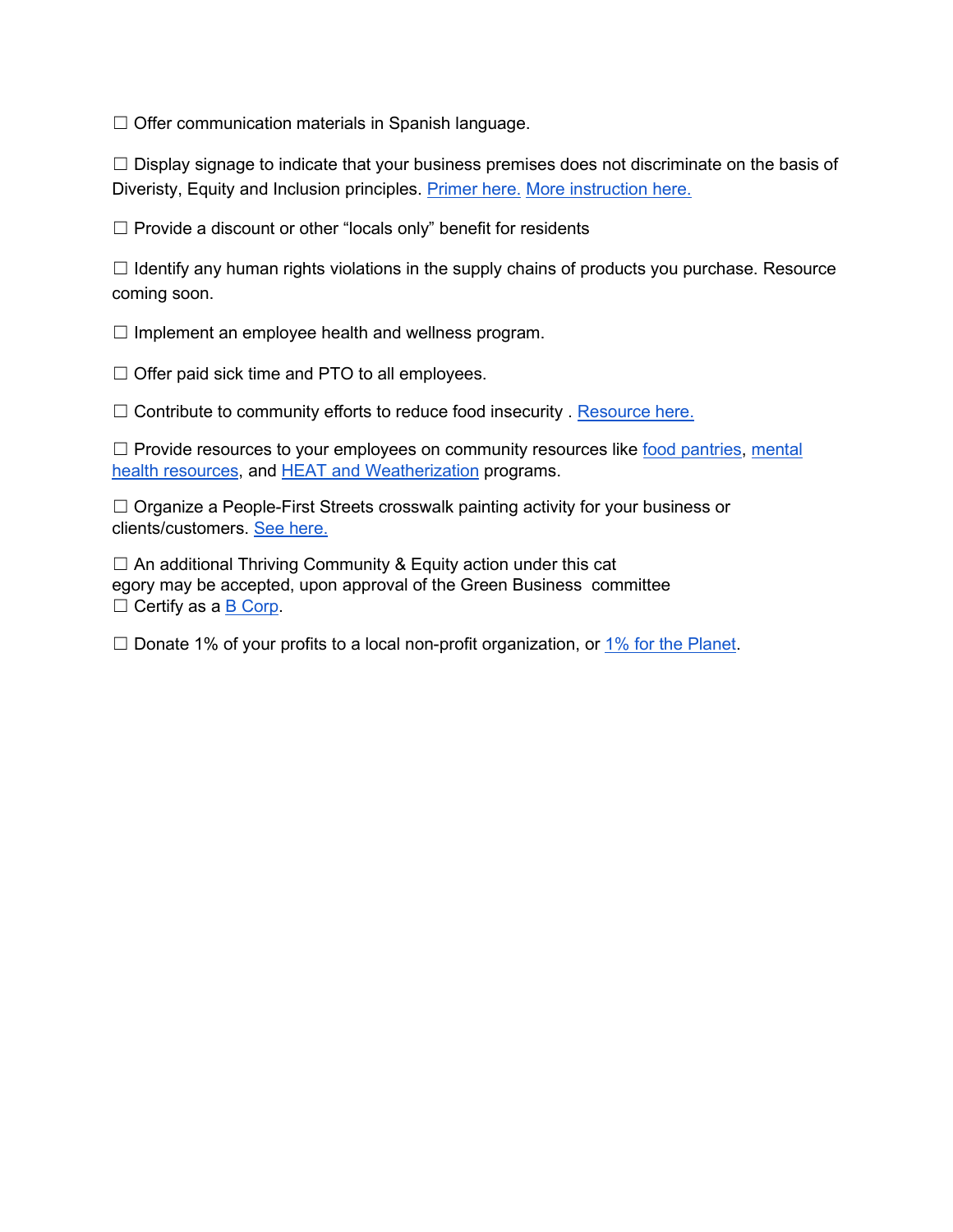☐ Offer communication materials in Spanish language.

☐ Display signage to indicate that your business premises does not discriminate on the basis of Diveristy, Equity and Inclusion principles. Primer here. More instruction here.

☐ Provide a discount or other "locals only" benefit for residents

☐ Identify any human rights violations in the supply chains of products you purchase. Resource coming soon.

☐ Implement an employee health and wellness program.

☐ Offer paid sick time and PTO to all employees.

☐ Contribute to community efforts to reduce food insecurity . Resource here.

☐ Provide resources to your employees on community resources like food pantries, mental health resources, and HEAT and Weatherization programs.

☐ Organize a People-First Streets crosswalk painting activity for your business or clients/customers. See here.

☐ An additional Thriving Community & Equity action under this cat
egory may be accepted, upon approval of the Green Business committee

☐ Certify as a B Corp.

☐ Donate 1% of your profits to a local non-profit organization, or 1% for the Planet.